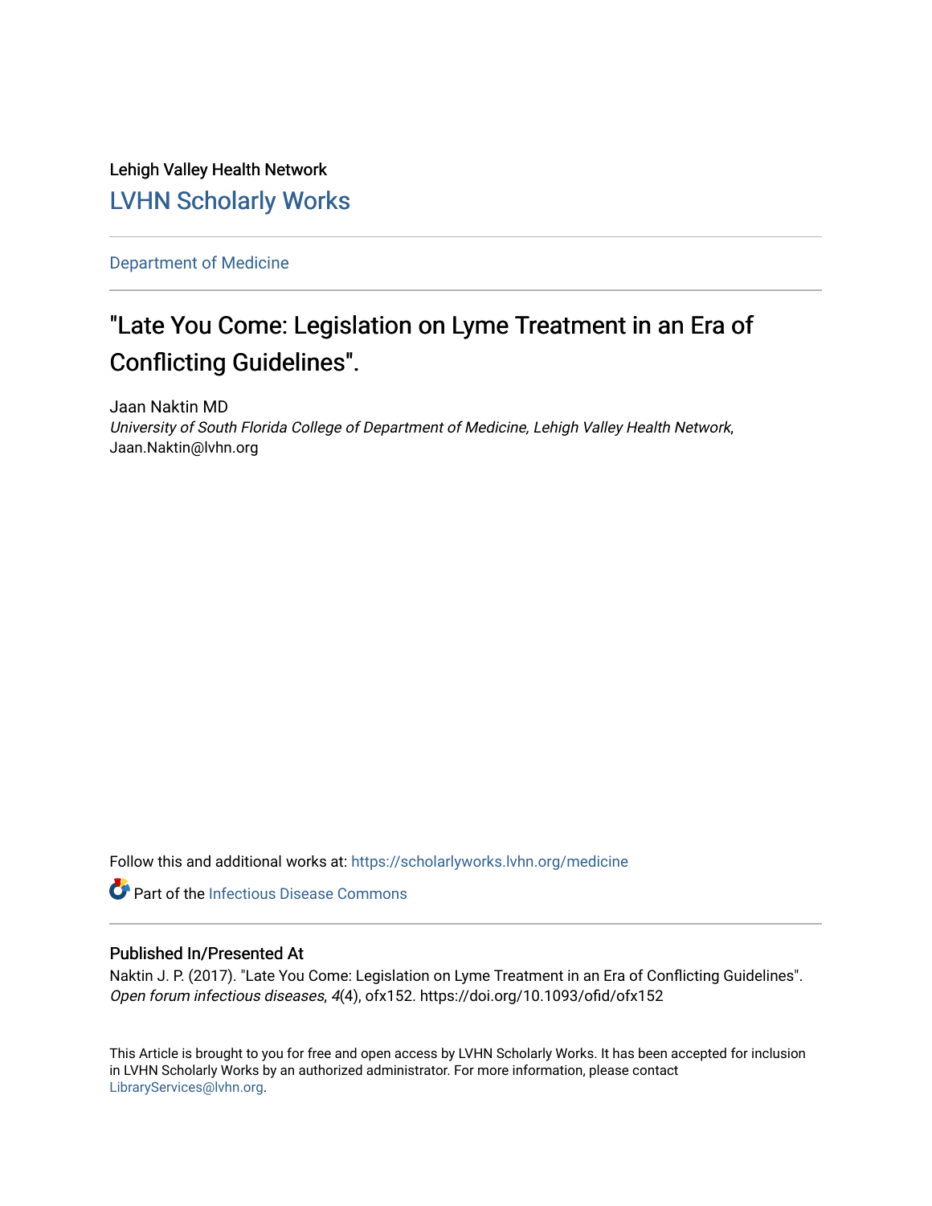Lehigh Valley Health Network

LVHN Scholarly Works

Department of Medicine

# "Late You Come: Legislation on Lyme Treatment in an Era of Conflicting Guidelines".

Jaan Naktin MD

*University of South Florida College of Department of Medicine, Lehigh Valley Health Network*, Jaan.Naktin@lvhn.org

Follow this and additional works at: https://scholarlyworks.lvhn.org/medicine

Part of the Infectious Disease Commons

## Published In/Presented At

Naktin J. P. (2017). "Late You Come: Legislation on Lyme Treatment in an Era of Conflicting Guidelines". *Open forum infectious diseases*, *4*(4), ofx152. https://doi.org/10.1093/ofid/ofx152

This Article is brought to you for free and open access by LVHN Scholarly Works. It has been accepted for inclusion in LVHN Scholarly Works by an authorized administrator. For more information, please contact LibraryServices@lvhn.org.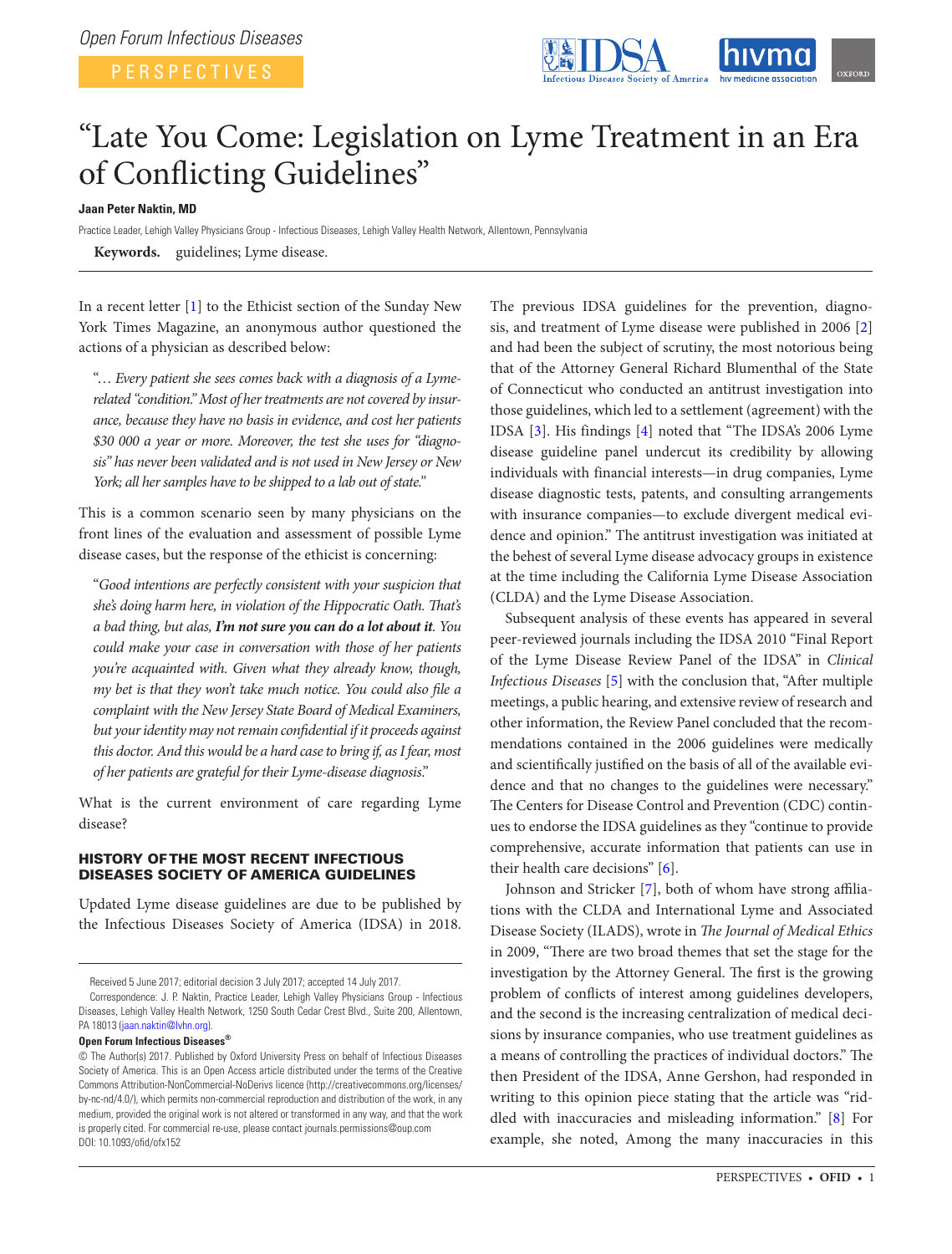Open Forum Infectious Diseases

PERSPECTIVES

# "Late You Come: Legislation on Lyme Treatment in an Era of Conflicting Guidelines"

**Jaan Peter Naktin, MD**

Practice Leader, Lehigh Valley Physicians Group - Infectious Diseases, Lehigh Valley Health Network, Allentown, Pennsylvania

**Keywords.** guidelines; Lyme disease.

In a recent letter [1] to the Ethicist section of the Sunday New York Times Magazine, an anonymous author questioned the actions of a physician as described below:

"*… Every patient she sees comes back with a diagnosis of a Lyme-related "condition." Most of her treatments are not covered by insurance, because they have no basis in evidence, and cost her patients $30 000 a year or more. Moreover, the test she uses for "diagnosis" has never been validated and is not used in New Jersey or New York; all her samples have to be shipped to a lab out of state.*"

This is a common scenario seen by many physicians on the front lines of the evaluation and assessment of possible Lyme disease cases, but the response of the ethicist is concerning:

"*Good intentions are perfectly consistent with your suspicion that she's doing harm here, in violation of the Hippocratic Oath. That's a bad thing, but alas,* ***I'm not sure you can do a lot about it****. You could make your case in conversation with those of her patients you're acquainted with. Given what they already know, though, my bet is that they won't take much notice. You could also file a complaint with the New Jersey State Board of Medical Examiners, but your identity may not remain confidential if it proceeds against this doctor. And this would be a hard case to bring if, as I fear, most of her patients are grateful for their Lyme-disease diagnosis.*"

What is the current environment of care regarding Lyme disease?

## HISTORY OF THE MOST RECENT INFECTIOUS DISEASES SOCIETY OF AMERICA GUIDELINES

Updated Lyme disease guidelines are due to be published by the Infectious Diseases Society of America (IDSA) in 2018. The previous IDSA guidelines for the prevention, diagnosis, and treatment of Lyme disease were published in 2006 [2] and had been the subject of scrutiny, the most notorious being that of the Attorney General Richard Blumenthal of the State of Connecticut who conducted an antitrust investigation into those guidelines, which led to a settlement (agreement) with the IDSA [3]. His findings [4] noted that "The IDSA's 2006 Lyme disease guideline panel undercut its credibility by allowing individuals with financial interests—in drug companies, Lyme disease diagnostic tests, patents, and consulting arrangements with insurance companies—to exclude divergent medical evidence and opinion." The antitrust investigation was initiated at the behest of several Lyme disease advocacy groups in existence at the time including the California Lyme Disease Association (CLDA) and the Lyme Disease Association.

Subsequent analysis of these events has appeared in several peer-reviewed journals including the IDSA 2010 "Final Report of the Lyme Disease Review Panel of the IDSA" in *Clinical Infectious Diseases* [5] with the conclusion that, "After multiple meetings, a public hearing, and extensive review of research and other information, the Review Panel concluded that the recommendations contained in the 2006 guidelines were medically and scientifically justified on the basis of all of the available evidence and that no changes to the guidelines were necessary." The Centers for Disease Control and Prevention (CDC) continues to endorse the IDSA guidelines as they "continue to provide comprehensive, accurate information that patients can use in their health care decisions" [6].

Johnson and Stricker [7], both of whom have strong affiliations with the CLDA and International Lyme and Associated Disease Society (ILADS), wrote in *The Journal of Medical Ethics* in 2009, "There are two broad themes that set the stage for the investigation by the Attorney General. The first is the growing problem of conflicts of interest among guidelines developers, and the second is the increasing centralization of medical decisions by insurance companies, who use treatment guidelines as a means of controlling the practices of individual doctors." The then President of the IDSA, Anne Gershon, had responded in writing to this opinion piece stating that the article was "riddled with inaccuracies and misleading information." [8] For example, she noted, Among the many inaccuracies in this

Received 5 June 2017; editorial decision 3 July 2017; accepted 14 July 2017.

Correspondence: J. P. Naktin, Practice Leader, Lehigh Valley Physicians Group - Infectious Diseases, Lehigh Valley Health Network, 1250 South Cedar Crest Blvd., Suite 200, Allentown, PA 18013 (jaan.naktin@lvhn.org).

**Open Forum Infectious Diseases®**

© The Author(s) 2017. Published by Oxford University Press on behalf of Infectious Diseases Society of America. This is an Open Access article distributed under the terms of the Creative Commons Attribution-NonCommercial-NoDerivs licence (http://creativecommons.org/licenses/by-nc-nd/4.0/), which permits non-commercial reproduction and distribution of the work, in any medium, provided the original work is not altered or transformed in any way, and that the work is properly cited. For commercial re-use, please contact journals.permissions@oup.com
DOI: 10.1093/ofid/ofx152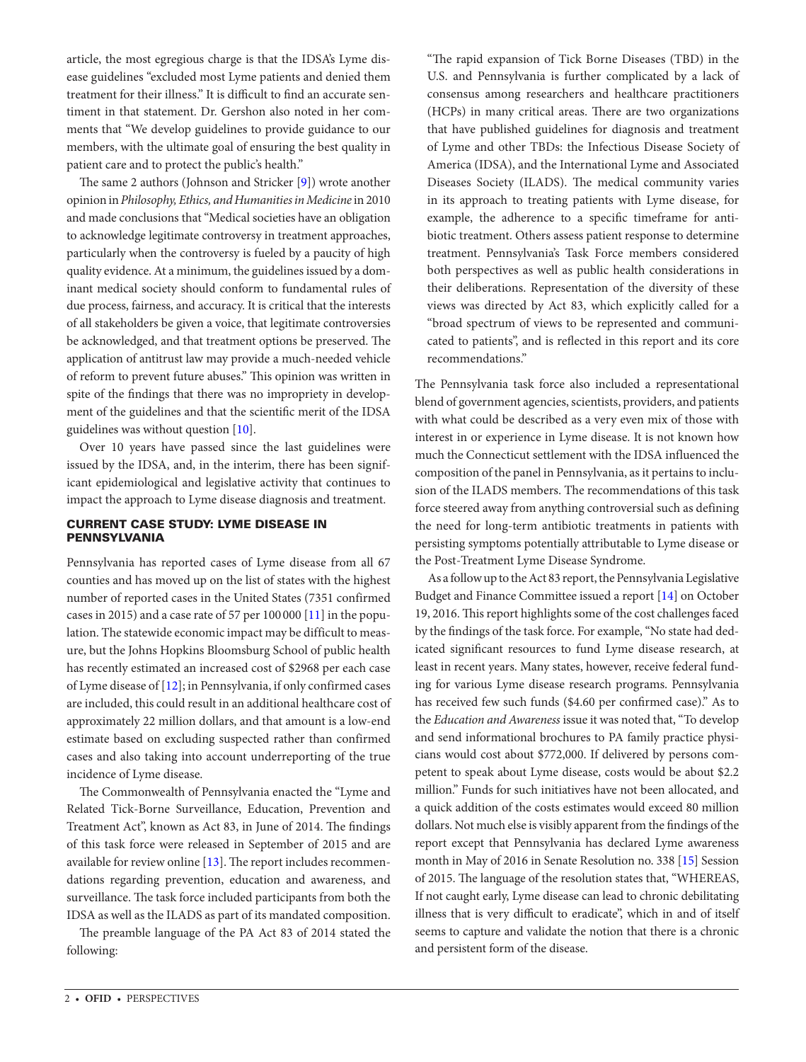article, the most egregious charge is that the IDSA's Lyme disease guidelines "excluded most Lyme patients and denied them treatment for their illness." It is difficult to find an accurate sentiment in that statement. Dr. Gershon also noted in her comments that "We develop guidelines to provide guidance to our members, with the ultimate goal of ensuring the best quality in patient care and to protect the public's health."

The same 2 authors (Johnson and Stricker [9]) wrote another opinion in *Philosophy, Ethics, and Humanities in Medicine* in 2010 and made conclusions that "Medical societies have an obligation to acknowledge legitimate controversy in treatment approaches, particularly when the controversy is fueled by a paucity of high quality evidence. At a minimum, the guidelines issued by a dominant medical society should conform to fundamental rules of due process, fairness, and accuracy. It is critical that the interests of all stakeholders be given a voice, that legitimate controversies be acknowledged, and that treatment options be preserved. The application of antitrust law may provide a much-needed vehicle of reform to prevent future abuses." This opinion was written in spite of the findings that there was no impropriety in development of the guidelines and that the scientific merit of the IDSA guidelines was without question [10].

Over 10 years have passed since the last guidelines were issued by the IDSA, and, in the interim, there has been significant epidemiological and legislative activity that continues to impact the approach to Lyme disease diagnosis and treatment.

## CURRENT CASE STUDY: LYME DISEASE IN PENNSYLVANIA

Pennsylvania has reported cases of Lyme disease from all 67 counties and has moved up on the list of states with the highest number of reported cases in the United States (7351 confirmed cases in 2015) and a case rate of 57 per 100 000 [11] in the population. The statewide economic impact may be difficult to measure, but the Johns Hopkins Bloomsburg School of public health has recently estimated an increased cost of $2968 per each case of Lyme disease of [12]; in Pennsylvania, if only confirmed cases are included, this could result in an additional healthcare cost of approximately 22 million dollars, and that amount is a low-end estimate based on excluding suspected rather than confirmed cases and also taking into account underreporting of the true incidence of Lyme disease.

The Commonwealth of Pennsylvania enacted the "Lyme and Related Tick-Borne Surveillance, Education, Prevention and Treatment Act", known as Act 83, in June of 2014. The findings of this task force were released in September of 2015 and are available for review online [13]. The report includes recommendations regarding prevention, education and awareness, and surveillance. The task force included participants from both the IDSA as well as the ILADS as part of its mandated composition.

The preamble language of the PA Act 83 of 2014 stated the following:

> "The rapid expansion of Tick Borne Diseases (TBD) in the U.S. and Pennsylvania is further complicated by a lack of consensus among researchers and healthcare practitioners (HCPs) in many critical areas. There are two organizations that have published guidelines for diagnosis and treatment of Lyme and other TBDs: the Infectious Disease Society of America (IDSA), and the International Lyme and Associated Diseases Society (ILADS). The medical community varies in its approach to treating patients with Lyme disease, for example, the adherence to a specific timeframe for antibiotic treatment. Others assess patient response to determine treatment. Pennsylvania's Task Force members considered both perspectives as well as public health considerations in their deliberations. Representation of the diversity of these views was directed by Act 83, which explicitly called for a "broad spectrum of views to be represented and communicated to patients", and is reflected in this report and its core recommendations."

The Pennsylvania task force also included a representational blend of government agencies, scientists, providers, and patients with what could be described as a very even mix of those with interest in or experience in Lyme disease. It is not known how much the Connecticut settlement with the IDSA influenced the composition of the panel in Pennsylvania, as it pertains to inclusion of the ILADS members. The recommendations of this task force steered away from anything controversial such as defining the need for long-term antibiotic treatments in patients with persisting symptoms potentially attributable to Lyme disease or the Post-Treatment Lyme Disease Syndrome.

As a follow up to the Act 83 report, the Pennsylvania Legislative Budget and Finance Committee issued a report [14] on October 19, 2016. This report highlights some of the cost challenges faced by the findings of the task force. For example, "No state had dedicated significant resources to fund Lyme disease research, at least in recent years. Many states, however, receive federal funding for various Lyme disease research programs. Pennsylvania has received few such funds ($4.60 per confirmed case)." As to the *Education and Awareness* issue it was noted that, "To develop and send informational brochures to PA family practice physicians would cost about $772,000. If delivered by persons competent to speak about Lyme disease, costs would be about $2.2 million." Funds for such initiatives have not been allocated, and a quick addition of the costs estimates would exceed 80 million dollars. Not much else is visibly apparent from the findings of the report except that Pennsylvania has declared Lyme awareness month in May of 2016 in Senate Resolution no. 338 [15] Session of 2015. The language of the resolution states that, "WHEREAS, If not caught early, Lyme disease can lead to chronic debilitating illness that is very difficult to eradicate", which in and of itself seems to capture and validate the notion that there is a chronic and persistent form of the disease.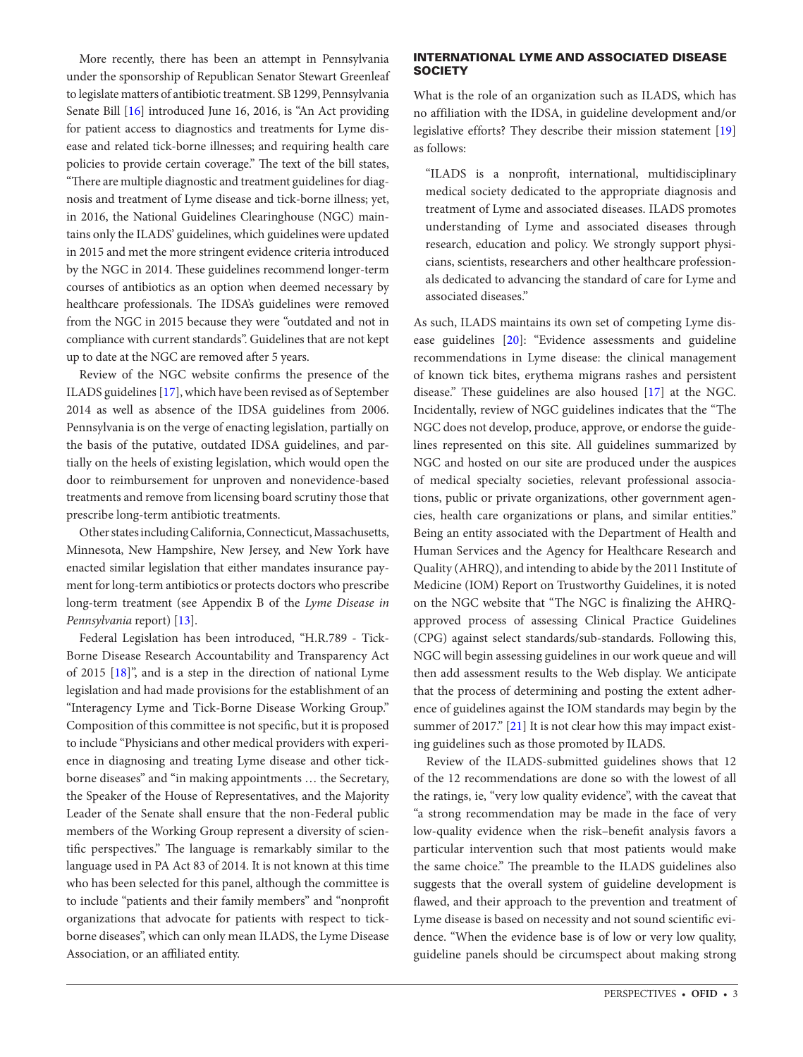More recently, there has been an attempt in Pennsylvania under the sponsorship of Republican Senator Stewart Greenleaf to legislate matters of antibiotic treatment. SB 1299, Pennsylvania Senate Bill [16] introduced June 16, 2016, is "An Act providing for patient access to diagnostics and treatments for Lyme disease and related tick-borne illnesses; and requiring health care policies to provide certain coverage." The text of the bill states, "There are multiple diagnostic and treatment guidelines for diagnosis and treatment of Lyme disease and tick-borne illness; yet, in 2016, the National Guidelines Clearinghouse (NGC) maintains only the ILADS' guidelines, which guidelines were updated in 2015 and met the more stringent evidence criteria introduced by the NGC in 2014. These guidelines recommend longer-term courses of antibiotics as an option when deemed necessary by healthcare professionals. The IDSA's guidelines were removed from the NGC in 2015 because they were "outdated and not in compliance with current standards". Guidelines that are not kept up to date at the NGC are removed after 5 years.

Review of the NGC website confirms the presence of the ILADS guidelines [17], which have been revised as of September 2014 as well as absence of the IDSA guidelines from 2006. Pennsylvania is on the verge of enacting legislation, partially on the basis of the putative, outdated IDSA guidelines, and partially on the heels of existing legislation, which would open the door to reimbursement for unproven and nonevidence-based treatments and remove from licensing board scrutiny those that prescribe long-term antibiotic treatments.

Other states including California, Connecticut, Massachusetts, Minnesota, New Hampshire, New Jersey, and New York have enacted similar legislation that either mandates insurance payment for long-term antibiotics or protects doctors who prescribe long-term treatment (see Appendix B of the *Lyme Disease in Pennsylvania* report) [13].

Federal Legislation has been introduced, "H.R.789 - Tick-Borne Disease Research Accountability and Transparency Act of 2015 [18]", and is a step in the direction of national Lyme legislation and had made provisions for the establishment of an "Interagency Lyme and Tick-Borne Disease Working Group." Composition of this committee is not specific, but it is proposed to include "Physicians and other medical providers with experience in diagnosing and treating Lyme disease and other tick-borne diseases" and "in making appointments … the Secretary, the Speaker of the House of Representatives, and the Majority Leader of the Senate shall ensure that the non-Federal public members of the Working Group represent a diversity of scientific perspectives." The language is remarkably similar to the language used in PA Act 83 of 2014. It is not known at this time who has been selected for this panel, although the committee is to include "patients and their family members" and "nonprofit organizations that advocate for patients with respect to tick-borne diseases", which can only mean ILADS, the Lyme Disease Association, or an affiliated entity.

## INTERNATIONAL LYME AND ASSOCIATED DISEASE SOCIETY

What is the role of an organization such as ILADS, which has no affiliation with the IDSA, in guideline development and/or legislative efforts? They describe their mission statement [19] as follows:

> "ILADS is a nonprofit, international, multidisciplinary medical society dedicated to the appropriate diagnosis and treatment of Lyme and associated diseases. ILADS promotes understanding of Lyme and associated diseases through research, education and policy. We strongly support physicians, scientists, researchers and other healthcare professionals dedicated to advancing the standard of care for Lyme and associated diseases."

As such, ILADS maintains its own set of competing Lyme disease guidelines [20]: "Evidence assessments and guideline recommendations in Lyme disease: the clinical management of known tick bites, erythema migrans rashes and persistent disease." These guidelines are also housed [17] at the NGC. Incidentally, review of NGC guidelines indicates that the "The NGC does not develop, produce, approve, or endorse the guidelines represented on this site. All guidelines summarized by NGC and hosted on our site are produced under the auspices of medical specialty societies, relevant professional associations, public or private organizations, other government agencies, health care organizations or plans, and similar entities." Being an entity associated with the Department of Health and Human Services and the Agency for Healthcare Research and Quality (AHRQ), and intending to abide by the 2011 Institute of Medicine (IOM) Report on Trustworthy Guidelines, it is noted on the NGC website that "The NGC is finalizing the AHRQ-approved process of assessing Clinical Practice Guidelines (CPG) against select standards/sub-standards. Following this, NGC will begin assessing guidelines in our work queue and will then add assessment results to the Web display. We anticipate that the process of determining and posting the extent adherence of guidelines against the IOM standards may begin by the summer of 2017." [21] It is not clear how this may impact existing guidelines such as those promoted by ILADS.

Review of the ILADS-submitted guidelines shows that 12 of the 12 recommendations are done so with the lowest of all the ratings, ie, "very low quality evidence", with the caveat that "a strong recommendation may be made in the face of very low-quality evidence when the risk–benefit analysis favors a particular intervention such that most patients would make the same choice." The preamble to the ILADS guidelines also suggests that the overall system of guideline development is flawed, and their approach to the prevention and treatment of Lyme disease is based on necessity and not sound scientific evidence. "When the evidence base is of low or very low quality, guideline panels should be circumspect about making strong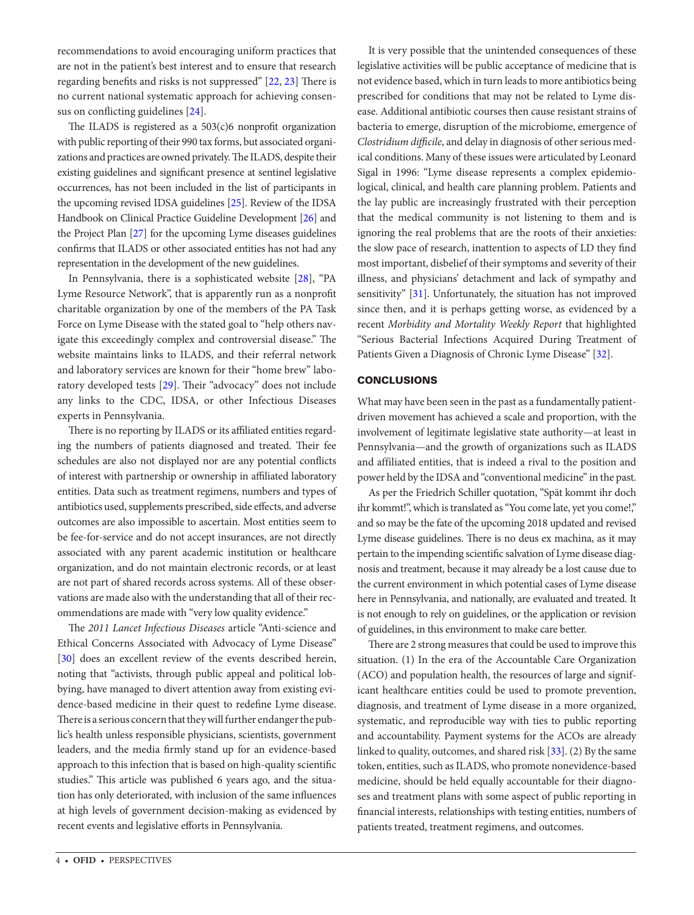recommendations to avoid encouraging uniform practices that are not in the patient's best interest and to ensure that research regarding benefits and risks is not suppressed" [22, 23] There is no current national systematic approach for achieving consensus on conflicting guidelines [24].

The ILADS is registered as a 503(c)6 nonprofit organization with public reporting of their 990 tax forms, but associated organizations and practices are owned privately. The ILADS, despite their existing guidelines and significant presence at sentinel legislative occurrences, has not been included in the list of participants in the upcoming revised IDSA guidelines [25]. Review of the IDSA Handbook on Clinical Practice Guideline Development [26] and the Project Plan [27] for the upcoming Lyme diseases guidelines confirms that ILADS or other associated entities has not had any representation in the development of the new guidelines.

In Pennsylvania, there is a sophisticated website [28], "PA Lyme Resource Network", that is apparently run as a nonprofit charitable organization by one of the members of the PA Task Force on Lyme Disease with the stated goal to "help others navigate this exceedingly complex and controversial disease." The website maintains links to ILADS, and their referral network and laboratory services are known for their "home brew" laboratory developed tests [29]. Their "advocacy" does not include any links to the CDC, IDSA, or other Infectious Diseases experts in Pennsylvania.

There is no reporting by ILADS or its affiliated entities regarding the numbers of patients diagnosed and treated. Their fee schedules are also not displayed nor are any potential conflicts of interest with partnership or ownership in affiliated laboratory entities. Data such as treatment regimens, numbers and types of antibiotics used, supplements prescribed, side effects, and adverse outcomes are also impossible to ascertain. Most entities seem to be fee-for-service and do not accept insurances, are not directly associated with any parent academic institution or healthcare organization, and do not maintain electronic records, or at least are not part of shared records across systems. All of these observations are made also with the understanding that all of their recommendations are made with "very low quality evidence."

The *2011 Lancet Infectious Diseases* article "Anti-science and Ethical Concerns Associated with Advocacy of Lyme Disease" [30] does an excellent review of the events described herein, noting that "activists, through public appeal and political lobbying, have managed to divert attention away from existing evidence-based medicine in their quest to redefine Lyme disease. There is a serious concern that they will further endanger the public's health unless responsible physicians, scientists, government leaders, and the media firmly stand up for an evidence-based approach to this infection that is based on high-quality scientific studies." This article was published 6 years ago, and the situation has only deteriorated, with inclusion of the same influences at high levels of government decision-making as evidenced by recent events and legislative efforts in Pennsylvania.

It is very possible that the unintended consequences of these legislative activities will be public acceptance of medicine that is not evidence based, which in turn leads to more antibiotics being prescribed for conditions that may not be related to Lyme disease. Additional antibiotic courses then cause resistant strains of bacteria to emerge, disruption of the microbiome, emergence of *Clostridium difficile*, and delay in diagnosis of other serious medical conditions. Many of these issues were articulated by Leonard Sigal in 1996: "Lyme disease represents a complex epidemiological, clinical, and health care planning problem. Patients and the lay public are increasingly frustrated with their perception that the medical community is not listening to them and is ignoring the real problems that are the roots of their anxieties: the slow pace of research, inattention to aspects of LD they find most important, disbelief of their symptoms and severity of their illness, and physicians' detachment and lack of sympathy and sensitivity" [31]. Unfortunately, the situation has not improved since then, and it is perhaps getting worse, as evidenced by a recent *Morbidity and Mortality Weekly Report* that highlighted "Serious Bacterial Infections Acquired During Treatment of Patients Given a Diagnosis of Chronic Lyme Disease" [32].

## CONCLUSIONS

What may have been seen in the past as a fundamentally patient-driven movement has achieved a scale and proportion, with the involvement of legitimate legislative state authority—at least in Pennsylvania—and the growth of organizations such as ILADS and affiliated entities, that is indeed a rival to the position and power held by the IDSA and "conventional medicine" in the past.

As per the Friedrich Schiller quotation, "Spät kommt ihr doch ihr kommt!", which is translated as "You come late, yet you come!," and so may be the fate of the upcoming 2018 updated and revised Lyme disease guidelines. There is no deus ex machina, as it may pertain to the impending scientific salvation of Lyme disease diagnosis and treatment, because it may already be a lost cause due to the current environment in which potential cases of Lyme disease here in Pennsylvania, and nationally, are evaluated and treated. It is not enough to rely on guidelines, or the application or revision of guidelines, in this environment to make care better.

There are 2 strong measures that could be used to improve this situation. (1) In the era of the Accountable Care Organization (ACO) and population health, the resources of large and significant healthcare entities could be used to promote prevention, diagnosis, and treatment of Lyme disease in a more organized, systematic, and reproducible way with ties to public reporting and accountability. Payment systems for the ACOs are already linked to quality, outcomes, and shared risk [33]. (2) By the same token, entities, such as ILADS, who promote nonevidence-based medicine, should be held equally accountable for their diagnoses and treatment plans with some aspect of public reporting in financial interests, relationships with testing entities, numbers of patients treated, treatment regimens, and outcomes.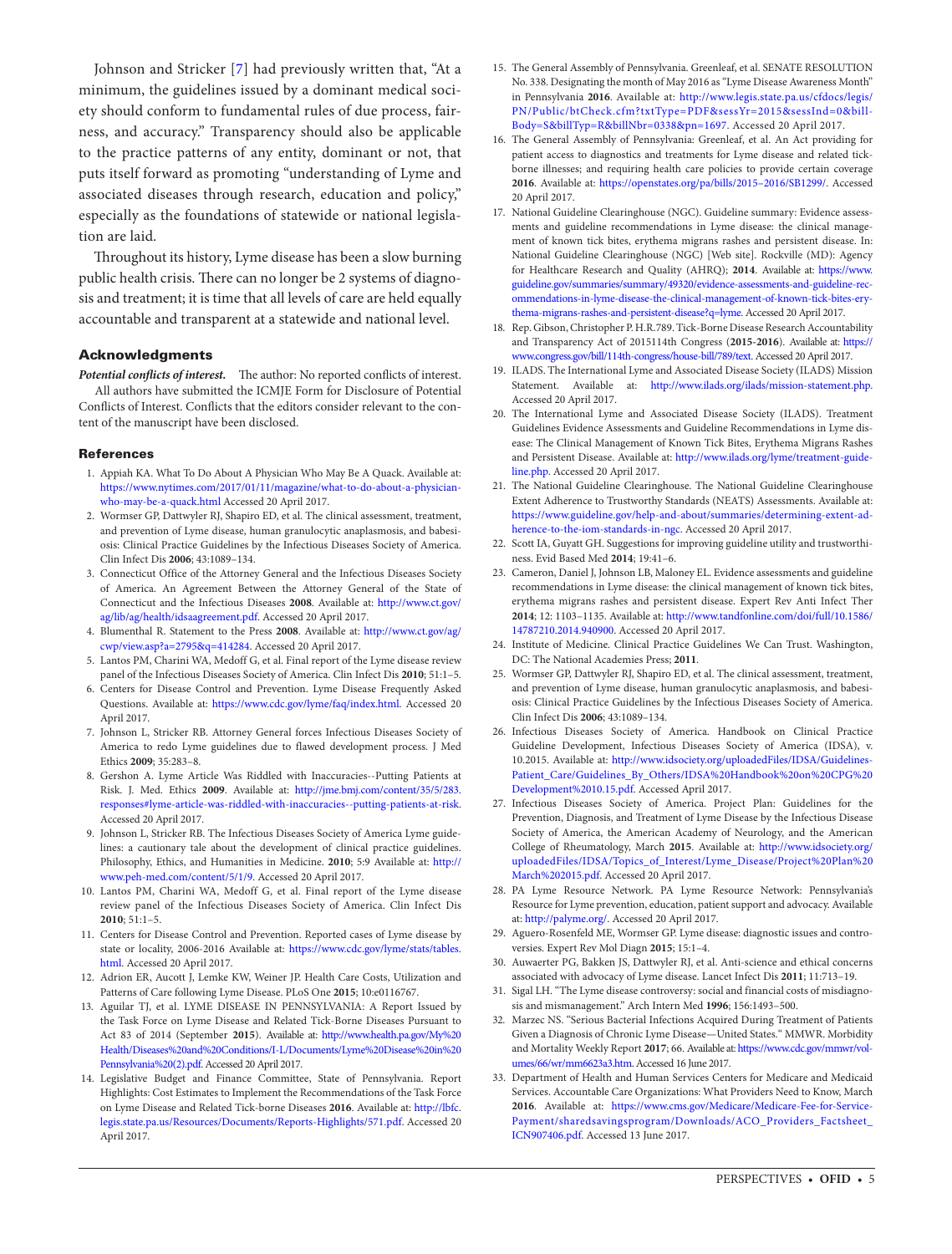Johnson and Stricker [7] had previously written that, "At a minimum, the guidelines issued by a dominant medical society should conform to fundamental rules of due process, fairness, and accuracy." Transparency should also be applicable to the practice patterns of any entity, dominant or not, that puts itself forward as promoting "understanding of Lyme and associated diseases through research, education and policy," especially as the foundations of statewide or national legislation are laid.

Throughout its history, Lyme disease has been a slow burning public health crisis. There can no longer be 2 systems of diagnosis and treatment; it is time that all levels of care are held equally accountable and transparent at a statewide and national level.

## Acknowledgments

***Potential conflicts of interest.*** The author: No reported conflicts of interest.

All authors have submitted the ICMJE Form for Disclosure of Potential Conflicts of Interest. Conflicts that the editors consider relevant to the content of the manuscript have been disclosed.

## References

1. Appiah KA. What To Do About A Physician Who May Be A Quack. Available at: https://www.nytimes.com/2017/01/11/magazine/what-to-do-about-a-physician-who-may-be-a-quack.html Accessed 20 April 2017.
2. Wormser GP, Dattwyler RJ, Shapiro ED, et al. The clinical assessment, treatment, and prevention of Lyme disease, human granulocytic anaplasmosis, and babesiosis: Clinical Practice Guidelines by the Infectious Diseases Society of America. Clin Infect Dis **2006**; 43:1089–134.
3. Connecticut Office of the Attorney General and the Infectious Diseases Society of America. An Agreement Between the Attorney General of the State of Connecticut and the Infectious Diseases **2008**. Available at: http://www.ct.gov/ag/lib/ag/health/idsaagreement.pdf. Accessed 20 April 2017.
4. Blumenthal R. Statement to the Press **2008**. Available at: http://www.ct.gov/ag/cwp/view.asp?a=2795&q=414284. Accessed 20 April 2017.
5. Lantos PM, Charini WA, Medoff G, et al. Final report of the Lyme disease review panel of the Infectious Diseases Society of America. Clin Infect Dis **2010**; 51:1–5.
6. Centers for Disease Control and Prevention. Lyme Disease Frequently Asked Questions. Available at: https://www.cdc.gov/lyme/faq/index.html. Accessed 20 April 2017.
7. Johnson L, Stricker RB. Attorney General forces Infectious Diseases Society of America to redo Lyme guidelines due to flawed development process. J Med Ethics **2009**; 35:283–8.
8. Gershon A. Lyme Article Was Riddled with Inaccuracies--Putting Patients at Risk. J. Med. Ethics **2009**. Available at: http://jme.bmj.com/content/35/5/283.responses#lyme-article-was-riddled-with-inaccuracies--putting-patients-at-risk. Accessed 20 April 2017.
9. Johnson L, Stricker RB. The Infectious Diseases Society of America Lyme guidelines: a cautionary tale about the development of clinical practice guidelines. Philosophy, Ethics, and Humanities in Medicine. **2010**; 5:9 Available at: http://www.peh-med.com/content/5/1/9. Accessed 20 April 2017.
10. Lantos PM, Charini WA, Medoff G, et al. Final report of the Lyme disease review panel of the Infectious Diseases Society of America. Clin Infect Dis **2010**; 51:1–5.
11. Centers for Disease Control and Prevention. Reported cases of Lyme disease by state or locality, 2006-2016 Available at: https://www.cdc.gov/lyme/stats/tables.html. Accessed 20 April 2017.
12. Adrion ER, Aucott J, Lemke KW, Weiner JP. Health Care Costs, Utilization and Patterns of Care following Lyme Disease. PLoS One **2015**; 10:e0116767.
13. Aguilar TJ, et al. LYME DISEASE IN PENNSYLVANIA: A Report Issued by the Task Force on Lyme Disease and Related Tick-Borne Diseases Pursuant to Act 83 of 2014 (September **2015**). Available at: http://www.health.pa.gov/My%20Health/Diseases%20and%20Conditions/I-L/Documents/Lyme%20Disease%20in%20Pennsylvania%20(2).pdf. Accessed 20 April 2017.
14. Legislative Budget and Finance Committee, State of Pennsylvania. Report Highlights: Cost Estimates to Implement the Recommendations of the Task Force on Lyme Disease and Related Tick-borne Diseases **2016**. Available at: http://lbfc.legis.state.pa.us/Resources/Documents/Reports-Highlights/571.pdf. Accessed 20 April 2017.
15. The General Assembly of Pennsylvania. Greenleaf, et al. SENATE RESOLUTION No. 338. Designating the month of May 2016 as "Lyme Disease Awareness Month" in Pennsylvania **2016**. Available at: http://www.legis.state.pa.us/cfdocs/legis/PN/Public/btCheck.cfm?txtType=PDF&sessYr=2015&sessInd=0&billBody=S&billTyp=R&billNbr=0338&pn=1697. Accessed 20 April 2017.
16. The General Assembly of Pennsylvania: Greenleaf, et al. An Act providing for patient access to diagnostics and treatments for Lyme disease and related tick-borne illnesses; and requiring health care policies to provide certain coverage **2016**. Available at: https://openstates.org/pa/bills/2015–2016/SB1299/. Accessed 20 April 2017.
17. National Guideline Clearinghouse (NGC). Guideline summary: Evidence assessments and guideline recommendations in Lyme disease: the clinical management of known tick bites, erythema migrans rashes and persistent disease. In: National Guideline Clearinghouse (NGC) [Web site]. Rockville (MD): Agency for Healthcare Research and Quality (AHRQ); **2014**. Available at: https://www.guideline.gov/summaries/summary/49320/evidence-assessments-and-guideline-recommendations-in-lyme-disease-the-clinical-management-of-known-tick-bites-erythema-migrans-rashes-and-persistent-disease?q=lyme. Accessed 20 April 2017.
18. Rep. Gibson, Christopher P. H.R.789. Tick-Borne Disease Research Accountability and Transparency Act of 2015114th Congress (**2015-2016**). Available at: https://www.congress.gov/bill/114th-congress/house-bill/789/text. Accessed 20 April 2017.
19. ILADS. The International Lyme and Associated Disease Society (ILADS) Mission Statement. Available at: http://www.ilads.org/ilads/mission-statement.php. Accessed 20 April 2017.
20. The International Lyme and Associated Disease Society (ILADS). Treatment Guidelines Evidence Assessments and Guideline Recommendations in Lyme disease: The Clinical Management of Known Tick Bites, Erythema Migrans Rashes and Persistent Disease. Available at: http://www.ilads.org/lyme/treatment-guideline.php. Accessed 20 April 2017.
21. The National Guideline Clearinghouse. The National Guideline Clearinghouse Extent Adherence to Trustworthy Standards (NEATS) Assessments. Available at: https://www.guideline.gov/help-and-about/summaries/determining-extent-adherence-to-the-iom-standards-in-ngc. Accessed 20 April 2017.
22. Scott IA, Guyatt GH. Suggestions for improving guideline utility and trustworthiness. Evid Based Med **2014**; 19:41–6.
23. Cameron, Daniel J, Johnson LB, Maloney EL. Evidence assessments and guideline recommendations in Lyme disease: the clinical management of known tick bites, erythema migrans rashes and persistent disease. Expert Rev Anti Infect Ther **2014**; 12: 1103–1135. Available at: http://www.tandfonline.com/doi/full/10.1586/14787210.2014.940900. Accessed 20 April 2017.
24. Institute of Medicine. Clinical Practice Guidelines We Can Trust. Washington, DC: The National Academies Press; **2011**.
25. Wormser GP, Dattwyler RJ, Shapiro ED, et al. The clinical assessment, treatment, and prevention of Lyme disease, human granulocytic anaplasmosis, and babesiosis: Clinical Practice Guidelines by the Infectious Diseases Society of America. Clin Infect Dis **2006**; 43:1089–134.
26. Infectious Diseases Society of America. Handbook on Clinical Practice Guideline Development, Infectious Diseases Society of America (IDSA), v. 10.2015. Available at: http://www.idsociety.org/uploadedFiles/IDSA/Guidelines-Patient_Care/Guidelines_By_Others/IDSA%20Handbook%20on%20CPG%20Development%2010.15.pdf. Accessed April 2017.
27. Infectious Diseases Society of America. Project Plan: Guidelines for the Prevention, Diagnosis, and Treatment of Lyme Disease by the Infectious Disease Society of America, the American Academy of Neurology, and the American College of Rheumatology, March **2015**. Available at: http://www.idsociety.org/uploadedFiles/IDSA/Topics_of_Interest/Lyme_Disease/Project%20Plan%20March%202015.pdf. Accessed 20 April 2017.
28. PA Lyme Resource Network. PA Lyme Resource Network: Pennsylvania's Resource for Lyme prevention, education, patient support and advocacy. Available at: http://palyme.org/. Accessed 20 April 2017.
29. Aguero-Rosenfeld ME, Wormser GP. Lyme disease: diagnostic issues and controversies. Expert Rev Mol Diagn **2015**; 15:1–4.
30. Auwaerter PG, Bakken JS, Dattwyler RJ, et al. Anti-science and ethical concerns associated with advocacy of Lyme disease. Lancet Infect Dis **2011**; 11:713–19.
31. Sigal LH. "The Lyme disease controversy: social and financial costs of misdiagnosis and mismanagement." Arch Intern Med **1996**; 156:1493–500.
32. Marzec NS. "Serious Bacterial Infections Acquired During Treatment of Patients Given a Diagnosis of Chronic Lyme Disease—United States." MMWR. Morbidity and Mortality Weekly Report **2017**; 66. Available at: https://www.cdc.gov/mmwr/volumes/66/wr/mm6623a3.htm. Accessed 16 June 2017.
33. Department of Health and Human Services Centers for Medicare and Medicaid Services. Accountable Care Organizations: What Providers Need to Know, March **2016**. Available at: https://www.cms.gov/Medicare/Medicare-Fee-for-Service-Payment/sharedsavingsprogram/Downloads/ACO_Providers_Factsheet_ICN907406.pdf. Accessed 13 June 2017.